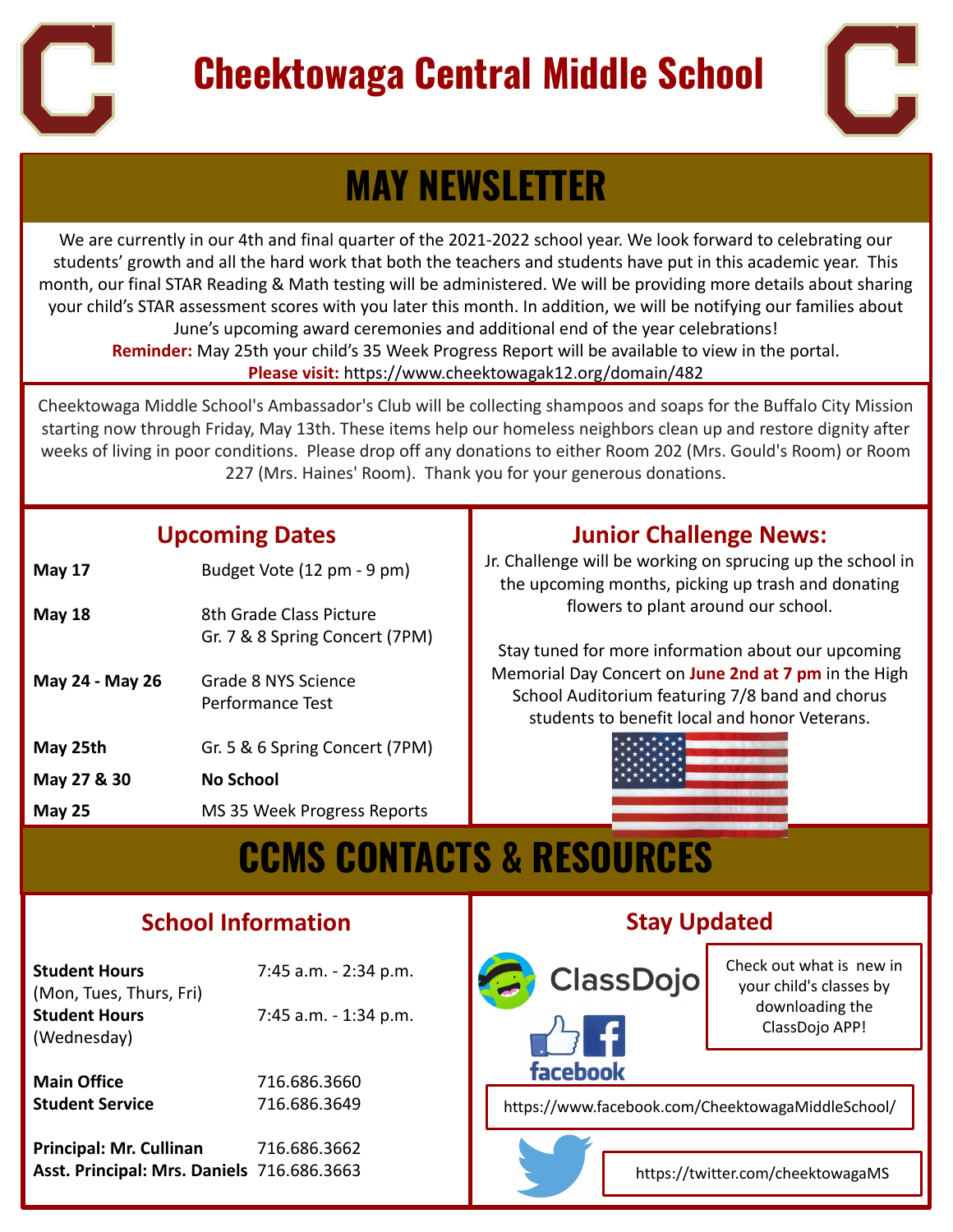# Cheektowaga Central Middle School

## MAY NEWSLETTER

We are currently in our 4th and final quarter of the 2021-2022 school year. We look forward to celebrating our students' growth and all the hard work that both the teachers and students have put in this academic year. This month, our final STAR Reading & Math testing will be administered. We will be providing more details about sharing your child's STAR assessment scores with you later this month. In addition, we will be notifying our families about June's upcoming award ceremonies and additional end of the year celebrations!

**Reminder:** May 25th your child's 35 Week Progress Report will be available to view in the portal.

**Please visit:** https://www.cheektowagak12.org/domain/482

Cheektowaga Middle School's Ambassador's Club will be collecting shampoos and soaps for the Buffalo City Mission starting now through Friday, May 13th. These items help our homeless neighbors clean up and restore dignity after weeks of living in poor conditions. Please drop off any donations to either Room 202 (Mrs. Gould's Room) or Room 227 (Mrs. Haines' Room). Thank you for your generous donations.

### Upcoming Dates

| Date | Event |
|---|---|
| **May 17** | Budget Vote (12 pm - 9 pm) |
| **May 18** | 8th Grade Class Picture<br>Gr. 7 & 8 Spring Concert (7PM) |
| **May 24 - May 26** | Grade 8 NYS Science Performance Test |
| **May 25th** | Gr. 5 & 6 Spring Concert (7PM) |
| **May 27 & 30** | **No School** |
| **May 25** | MS 35 Week Progress Reports |

### Junior Challenge News:

Jr. Challenge will be working on sprucing up the school in the upcoming months, picking up trash and donating flowers to plant around our school.

Stay tuned for more information about our upcoming Memorial Day Concert on **June 2nd at 7 pm** in the High School Auditorium featuring 7/8 band and chorus students to benefit local and honor Veterans.

## CCMS CONTACTS & RESOURCES

### School Information

| | |
|---|---|
| **Student Hours** (Mon, Tues, Thurs, Fri) | 7:45 a.m. - 2:34 p.m. |
| **Student Hours** (Wednesday) | 7:45 a.m. - 1:34 p.m. |
| **Main Office** | 716.686.3660 |
| **Student Service** | 716.686.3649 |
| **Principal: Mr. Cullinan** | 716.686.3662 |
| **Asst. Principal: Mrs. Daniels** | 716.686.3663 |

### Stay Updated

ClassDojo

Check out what is new in your child's classes by downloading the ClassDojo APP!

facebook

https://www.facebook.com/CheektowagaMiddleSchool/

https://twitter.com/cheektowagaMS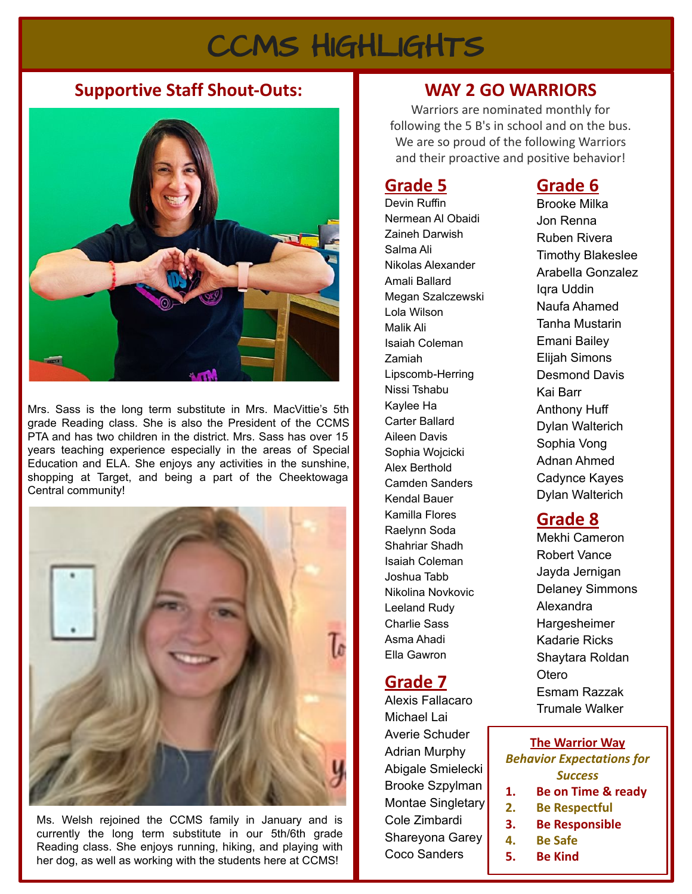# CCMS HIGHLIGHTS

## Supportive Staff Shout-Outs:

Mrs. Sass is the long term substitute in Mrs. MacVittie's 5th grade Reading class. She is also the President of the CCMS PTA and has two children in the district. Mrs. Sass has over 15 years teaching experience especially in the areas of Special Education and ELA. She enjoys any activities in the sunshine, shopping at Target, and being a part of the Cheektowaga Central community!

Ms. Welsh rejoined the CCMS family in January and is currently the long term substitute in our 5th/6th grade Reading class. She enjoys running, hiking, and playing with her dog, as well as working with the students here at CCMS!

## WAY 2 GO WARRIORS

Warriors are nominated monthly for following the 5 B's in school and on the bus. We are so proud of the following Warriors and their proactive and positive behavior!

### Grade 5

Devin Ruffin
Nermean Al Obaidi
Zaineh Darwish
Salma Ali
Nikolas Alexander
Amali Ballard
Megan Szalczewski
Lola Wilson
Malik Ali
Isaiah Coleman
Zamiah Lipscomb-Herring
Nissi Tshabu
Kaylee Ha
Carter Ballard
Aileen Davis
Sophia Wojcicki
Alex Berthold
Camden Sanders
Kendal Bauer
Kamilla Flores
Raelynn Soda
Shahriar Shadh
Isaiah Coleman
Joshua Tabb
Nikolina Novkovic
Leeland Rudy
Charlie Sass
Asma Ahadi
Ella Gawron

### Grade 7

Alexis Fallacaro
Michael Lai
Averie Schuder
Adrian Murphy
Abigale Smielecki
Brooke Szpylman
Montae Singletary
Cole Zimbardi
Shareyona Garey
Coco Sanders

### Grade 6

Brooke Milka
Jon Renna
Ruben Rivera
Timothy Blakeslee
Arabella Gonzalez
Iqra Uddin
Naufa Ahamed
Tanha Mustarin
Emani Bailey
Elijah Simons
Desmond Davis
Kai Barr
Anthony Huff
Dylan Walterich
Sophia Vong
Adnan Ahmed
Cadynce Kayes
Dylan Walterich

### Grade 8

Mekhi Cameron
Robert Vance
Jayda Jernigan
Delaney Simmons
Alexandra Hargesheimer
Kadarie Ricks
Shaytara Roldan Otero
Esmam Razzak
Trumale Walker

**The Warrior Way**

***Behavior Expectations for Success***

1. **Be on Time & ready**
2. **Be Respectful**
3. **Be Responsible**
4. **Be Safe**
5. **Be Kind**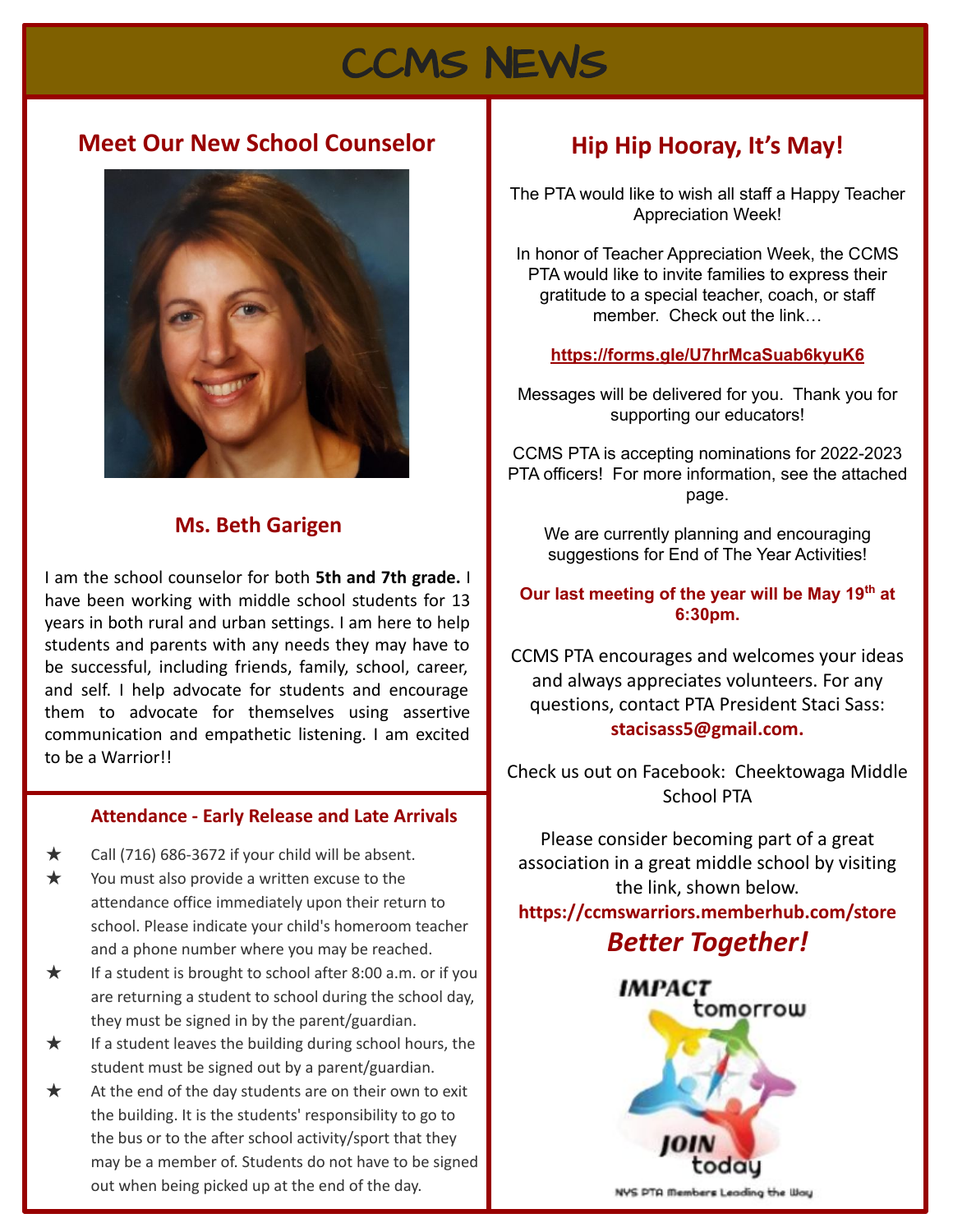# CCMS News

## Meet Our New School Counselor

### Ms. Beth Garigen

I am the school counselor for both **5th and 7th grade.** I have been working with middle school students for 13 years in both rural and urban settings. I am here to help students and parents with any needs they may have to be successful, including friends, family, school, career, and self. I help advocate for students and encourage them to advocate for themselves using assertive communication and empathetic listening. I am excited to be a Warrior!!

### Attendance - Early Release and Late Arrivals

★ Call (716) 686-3672 if your child will be absent.

★ You must also provide a written excuse to the attendance office immediately upon their return to school. Please indicate your child's homeroom teacher and a phone number where you may be reached.

★ If a student is brought to school after 8:00 a.m. or if you are returning a student to school during the school day, they must be signed in by the parent/guardian.

★ If a student leaves the building during school hours, the student must be signed out by a parent/guardian.

★ At the end of the day students are on their own to exit the building. It is the students' responsibility to go to the bus or to the after school activity/sport that they may be a member of. Students do not have to be signed out when being picked up at the end of the day.

## Hip Hip Hooray, It's May!

The PTA would like to wish all staff a Happy Teacher Appreciation Week!

In honor of Teacher Appreciation Week, the CCMS PTA would like to invite families to express their gratitude to a special teacher, coach, or staff member. Check out the link…

**https://forms.gle/U7hrMcaSuab6kyuK6**

Messages will be delivered for you. Thank you for supporting our educators!

CCMS PTA is accepting nominations for 2022-2023 PTA officers! For more information, see the attached page.

We are currently planning and encouraging suggestions for End of The Year Activities!

**Our last meeting of the year will be May 19th at 6:30pm.**

CCMS PTA encourages and welcomes your ideas and always appreciates volunteers. For any questions, contact PTA President Staci Sass: **stacisass5@gmail.com.**

Check us out on Facebook: Cheektowaga Middle School PTA

Please consider becoming part of a great association in a great middle school by visiting the link, shown below.

**https://ccmswarriors.memberhub.com/store**

***Better Together!***

IMPACT tomorrow

JOIN today

NYS PTA Members Leading the Way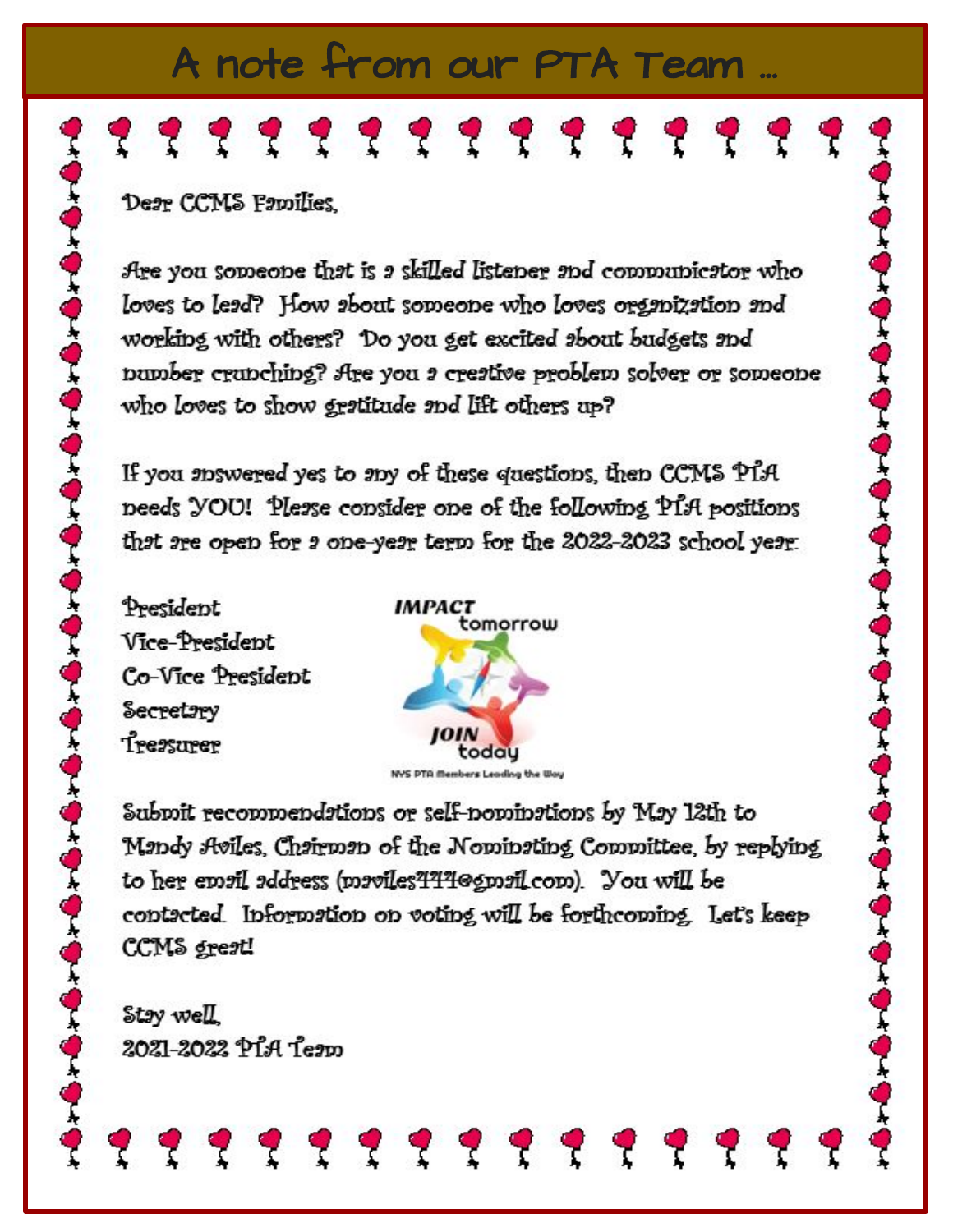# A note from our PTA Team …

Dear CCMS Families,

Are you someone that is a skilled listener and communicator who loves to lead? How about someone who loves organization and working with others? Do you get excited about budgets and number crunching? Are you a creative problem solver or someone who loves to show gratitude and lift others up?

If you answered yes to any of these questions, then CCMS PTA needs YOU! Please consider one of the following PTA positions that are open for a one-year term for the 2022-2023 school year.

President
Vice-President
Co-Vice President
Secretary
Treasurer

IMPACT tomorrow
JOIN today
NYS PTA Members Leading the Way

Submit recommendations or self-nominations by May 12th to Mandy Aviles, Chairman of the Nominating Committee, by replying to her email address (maviles444@gmail.com). You will be contacted. Information on voting will be forthcoming. Let's keep CCMS great!

Stay well,
2021-2022 PTA Team